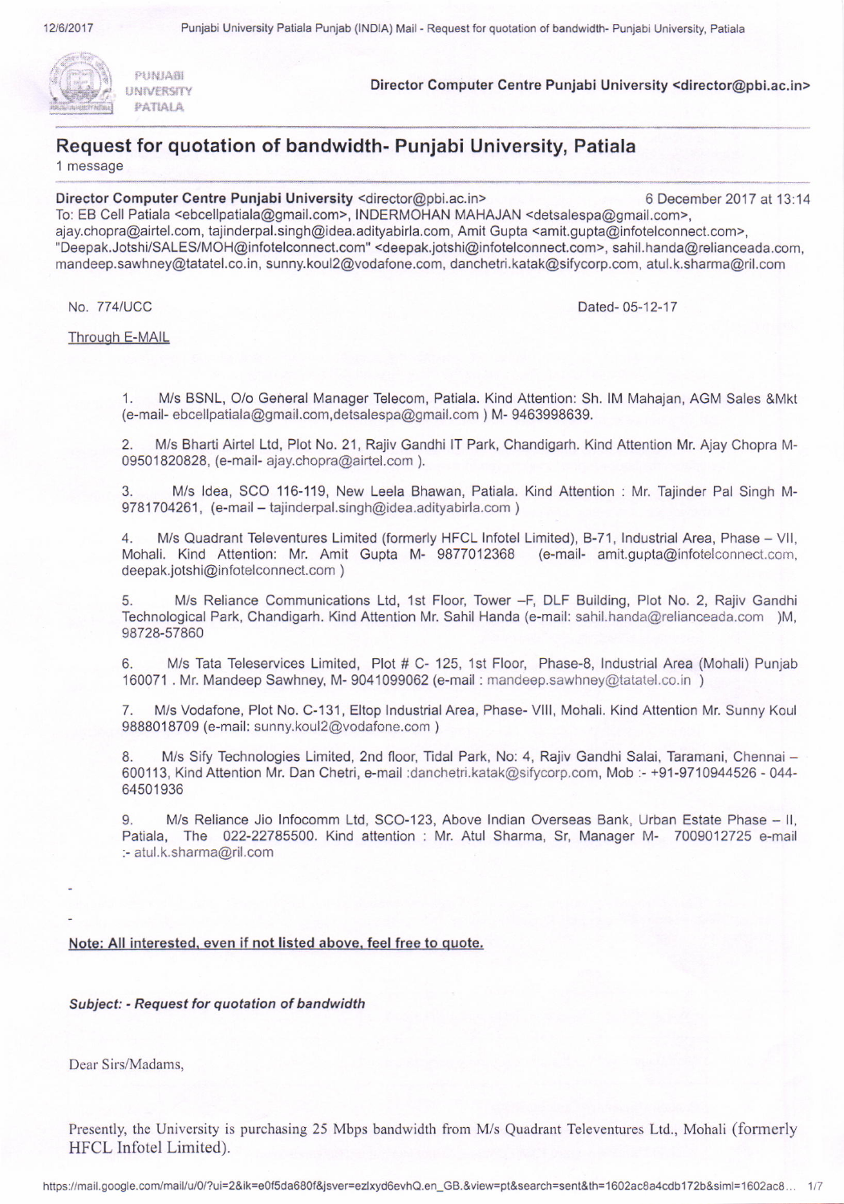PUNJABI UNIVERSITY PATIALA

**Director Computer Centre Punjabi University <director@pbi.ac.in>**

# Request for quotation of bandwidth- Punjabi University, Patiala

1 message

**Director Computer Centre Punjabi University** <director@pbi.ac.in> 6 December 2017 at 13:14

To: EB Cell Patiala <ebcellpatiala@gmail.com>, INDERMOHAN MAHAJAN <detsalespa@gmail.com>, ajay.chopra@airtel.com, tajinderpal.singh@idea.adityabirla.com, Amit Gupta <amit.gupta@infotelconnect.com>, "Deepak.Jotshi/SALES/MOH@infotelconnect.com" <deepak.jotshi@infotelconnect.com>, sahil.handa@relianceada.com, mandeep.sawhney@tatatel.co.in, sunny.koul2@vodafone.com, danchetri.katak@sifycorp.com, atul.k.sharma@ril.com

No. 774/UCC Dated- 05-12-17

Through E-MAIL

1. M/s BSNL, O/o General Manager Telecom, Patiala. Kind Attention: Sh. IM Mahajan, AGM Sales &Mkt (e-mail- ebcellpatiala@gmail.com,detsalespa@gmail.com ) M- 9463998639.

2. M/s Bharti Airtel Ltd, Plot No. 21, Rajiv Gandhi IT Park, Chandigarh. Kind Attention Mr. Ajay Chopra M-09501820828, (e-mail- ajay.chopra@airtel.com ).

3. M/s Idea, SCO 116-119, New Leela Bhawan, Patiala. Kind Attention : Mr. Tajinder Pal Singh M-9781704261, (e-mail – tajinderpal.singh@idea.adityabirla.com )

4. M/s Quadrant Televentures Limited (formerly HFCL Infotel Limited), B-71, Industrial Area, Phase – VII, Mohali. Kind Attention: Mr. Amit Gupta M- 9877012368 (e-mail- amit.gupta@infotelconnect.com, deepak.jotshi@infotelconnect.com )

5. M/s Reliance Communications Ltd, 1st Floor, Tower –F, DLF Building, Plot No. 2, Rajiv Gandhi Technological Park, Chandigarh. Kind Attention Mr. Sahil Handa (e-mail: sahil.handa@relianceada.com )M, 98728-57860

6. M/s Tata Teleservices Limited, Plot # C- 125, 1st Floor, Phase-8, Industrial Area (Mohali) Punjab 160071 . Mr. Mandeep Sawhney, M- 9041099062 (e-mail : mandeep.sawhney@tatatel.co.in )

7. M/s Vodafone, Plot No. C-131, Eltop Industrial Area, Phase- VIII, Mohali. Kind Attention Mr. Sunny Koul 9888018709 (e-mail: sunny.koul2@vodafone.com )

8. M/s Sify Technologies Limited, 2nd floor, Tidal Park, No: 4, Rajiv Gandhi Salai, Taramani, Chennai – 600113, Kind Attention Mr. Dan Chetri, e-mail :danchetri.katak@sifycorp.com, Mob :- +91-9710944526 - 044-64501936

9. M/s Reliance Jio Infocomm Ltd, SCO-123, Above Indian Overseas Bank, Urban Estate Phase – II, Patiala, The 022-22785500. Kind attention : Mr. Atul Sharma, Sr, Manager M- 7009012725 e-mail :- atul.k.sharma@ril.com

-

-

Note: All interested, even if not listed above, feel free to quote.

***Subject: - Request for quotation of bandwidth***

Dear Sirs/Madams,

Presently, the University is purchasing 25 Mbps bandwidth from M/s Quadrant Televentures Ltd., Mohali (formerly HFCL Infotel Limited).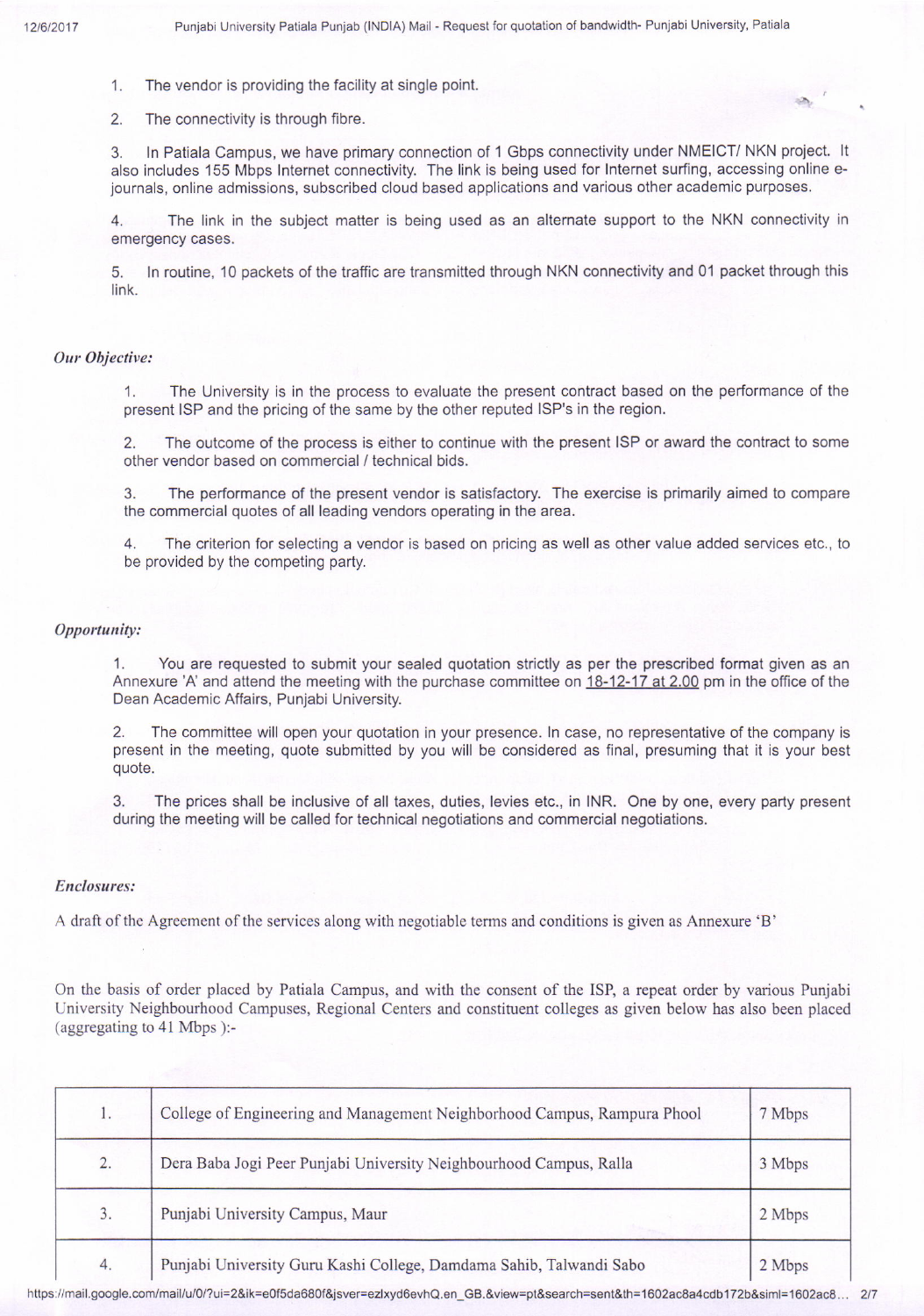1. The vendor is providing the facility at single point.

2. The connectivity is through fibre.

3. In Patiala Campus, we have primary connection of 1 Gbps connectivity under NMEICT/ NKN project. It also includes 155 Mbps Internet connectivity. The link is being used for Internet surfing, accessing online e-journals, online admissions, subscribed cloud based applications and various other academic purposes.

4. The link in the subject matter is being used as an alternate support to the NKN connectivity in emergency cases.

5. In routine, 10 packets of the traffic are transmitted through NKN connectivity and 01 packet through this link.

***Our Objective:***

1. The University is in the process to evaluate the present contract based on the performance of the present ISP and the pricing of the same by the other reputed ISP's in the region.

2. The outcome of the process is either to continue with the present ISP or award the contract to some other vendor based on commercial / technical bids.

3. The performance of the present vendor is satisfactory. The exercise is primarily aimed to compare the commercial quotes of all leading vendors operating in the area.

4. The criterion for selecting a vendor is based on pricing as well as other value added services etc., to be provided by the competing party.

***Opportunity:***

1. You are requested to submit your sealed quotation strictly as per the prescribed format given as an Annexure 'A' and attend the meeting with the purchase committee on 18-12-17 at 2.00 pm in the office of the Dean Academic Affairs, Punjabi University.

2. The committee will open your quotation in your presence. In case, no representative of the company is present in the meeting, quote submitted by you will be considered as final, presuming that it is your best quote.

3. The prices shall be inclusive of all taxes, duties, levies etc., in INR. One by one, every party present during the meeting will be called for technical negotiations and commercial negotiations.

***Enclosures:***

A draft of the Agreement of the services along with negotiable terms and conditions is given as Annexure 'B'

On the basis of order placed by Patiala Campus, and with the consent of the ISP, a repeat order by various Punjabi University Neighbourhood Campuses, Regional Centers and constituent colleges as given below has also been placed (aggregating to 41 Mbps ):-

| | | |
|---|---|---|
| 1. | College of Engineering and Management Neighborhood Campus, Rampura Phool | 7 Mbps |
| 2. | Dera Baba Jogi Peer Punjabi University Neighbourhood Campus, Ralla | 3 Mbps |
| 3. | Punjabi University Campus, Maur | 2 Mbps |
| 4. | Punjabi University Guru Kashi College, Damdama Sahib, Talwandi Sabo | 2 Mbps |